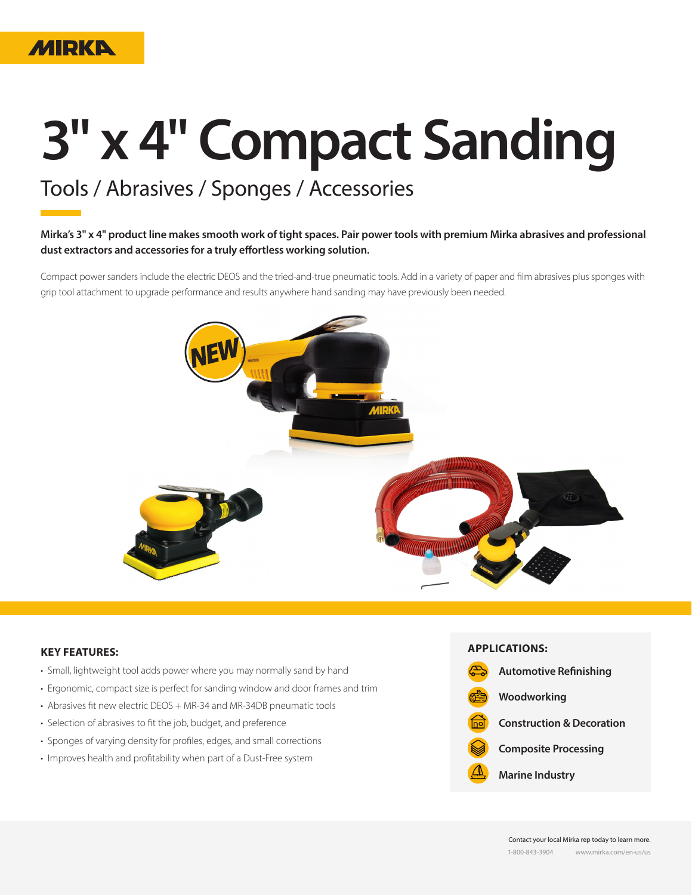MIRKA

# 3" x 4" Compact Sanding

## Tools / Abrasives / Sponges / Accessories

**Mirka's 3" x 4" product line makes smooth work of tight spaces. Pair power tools with premium Mirka abrasives and professional dust extractors and accessories for a truly effortless working solution.**

Compact power sanders include the electric DEOS and the tried-and-true pneumatic tools. Add in a variety of paper and film abrasives plus sponges with grip tool attachment to upgrade performance and results anywhere hand sanding may have previously been needed.

NEW

### KEY FEATURES:

- Small, lightweight tool adds power where you may normally sand by hand
- Ergonomic, compact size is perfect for sanding window and door frames and trim
- Abrasives fit new electric DEOS + MR-34 and MR-34DB pneumatic tools
- Selection of abrasives to fit the job, budget, and preference
- Sponges of varying density for profiles, edges, and small corrections
- Improves health and profitability when part of a Dust-Free system

### APPLICATIONS:

- Automotive Refinishing
- Woodworking
- Construction & Decoration
- Composite Processing
- Marine Industry

Contact your local Mirka rep today to learn more.

1-800-843-3904 www.mirka.com/en-us/us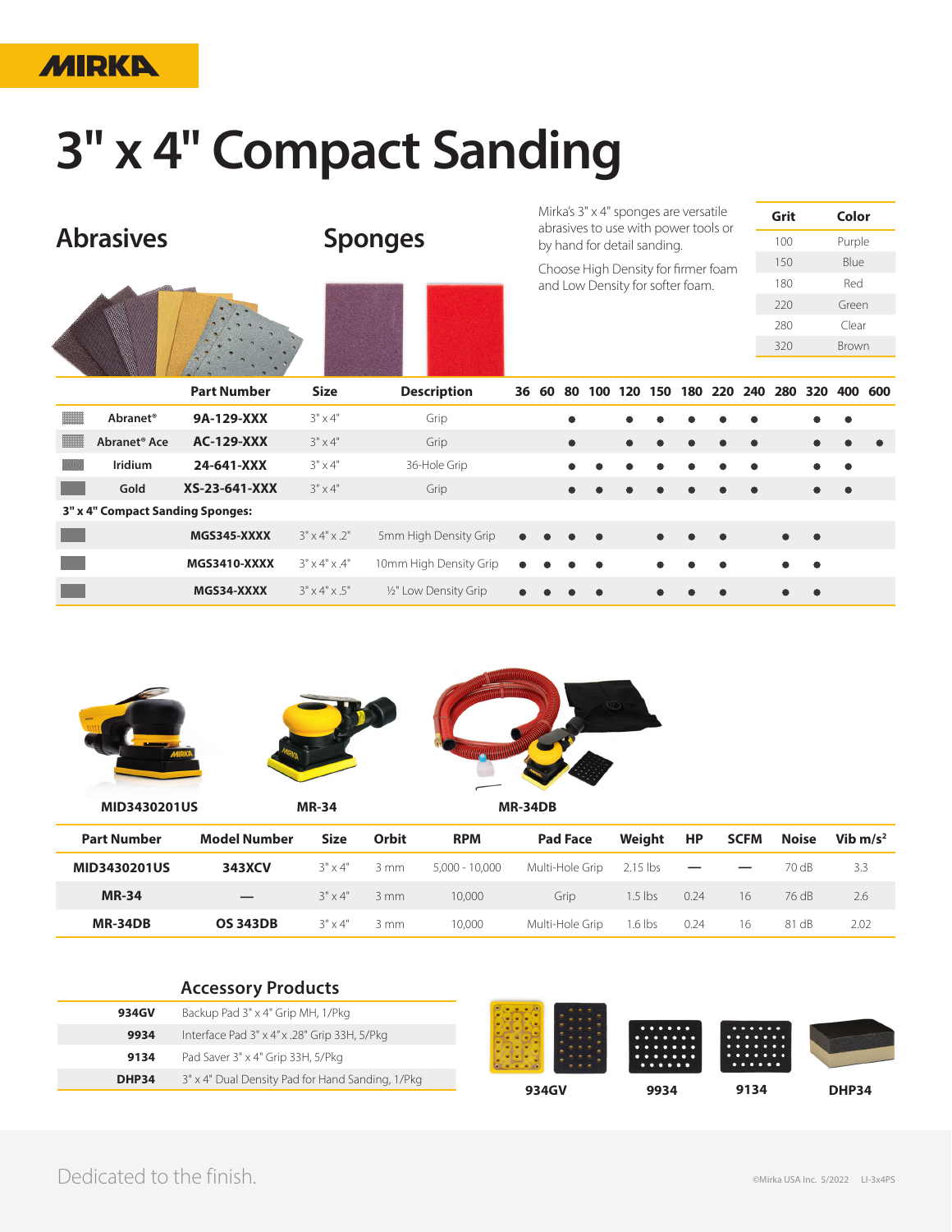**MIRKA**

# 3" x 4" Compact Sanding

## Abrasives

## Sponges

Mirka's 3" x 4" sponges are versatile abrasives to use with power tools or by hand for detail sanding.

Choose High Density for firmer foam and Low Density for softer foam.

| Grit | Color |
|---|---|
| 100 | Purple |
| 150 | Blue |
| 180 | Red |
| 220 | Green |
| 280 | Clear |
| 320 | Brown |

| | Part Number | Size | Description | 36 | 60 | 80 | 100 | 120 | 150 | 180 | 220 | 240 | 280 | 320 | 400 | 600 |
|---|---|---|---|---|---|---|---|---|---|---|---|---|---|---|---|---|
| Abranet® | **9A-129-XXX** | 3" x 4" | Grip | | | ● | | ● | ● | ● | ● | ● | | ● | ● | |
| Abranet® Ace | **AC-129-XXX** | 3" x 4" | Grip | | | ● | | ● | ● | ● | ● | ● | | ● | ● | ● |
| Iridium | **24-641-XXX** | 3" x 4" | 36-Hole Grip | | | ● | ● | ● | ● | ● | ● | ● | | ● | ● | |
| Gold | **XS-23-641-XXX** | 3" x 4" | Grip | | | ● | ● | ● | ● | ● | ● | ● | | ● | ● | |
| **3" x 4" Compact Sanding Sponges:** | | | | | | | | | | | | | | | | |
| | **MGS345-XXXX** | 3" x 4" x .2" | 5mm High Density Grip | ● | ● | ● | ● | | ● | ● | ● | | ● | ● | | |
| | **MGS3410-XXXX** | 3" x 4" x .4" | 10mm High Density Grip | ● | ● | ● | ● | | ● | ● | ● | | ● | ● | | |
| | **MGS34-XXXX** | 3" x 4" x .5" | ½" Low Density Grip | ● | ● | ● | ● | | ● | ● | ● | | ● | ● | | |

**MID3430201US** **MR-34** **MR-34DB**

| Part Number | Model Number | Size | Orbit | RPM | Pad Face | Weight | HP | SCFM | Noise | Vib m/s² |
|---|---|---|---|---|---|---|---|---|---|---|
| **MID3430201US** | **343XCV** | 3" x 4" | 3 mm | 5,000 - 10,000 | Multi-Hole Grip | 2.15 lbs | — | — | 70 dB | 3.3 |
| **MR-34** | — | 3" x 4" | 3 mm | 10,000 | Grip | 1.5 lbs | 0.24 | 16 | 76 dB | 2.6 |
| **MR-34DB** | **OS 343DB** | 3" x 4" | 3 mm | 10,000 | Multi-Hole Grip | 1.6 lbs | 0.24 | 16 | 81 dB | 2.02 |

## Accessory Products

| | |
|---|---|
| **934GV** | Backup Pad 3" x 4" Grip MH, 1/Pkg |
| **9934** | Interface Pad 3" x 4" x .28" Grip 33H, 5/Pkg |
| **9134** | Pad Saver 3" x 4" Grip 33H, 5/Pkg |
| **DHP34** | 3" x 4" Dual Density Pad for Hand Sanding, 1/Pkg |

**934GV** **9934** **9134** **DHP34**

Dedicated to the finish.

©Mirka USA Inc. 5/2022 LI-3x4PS